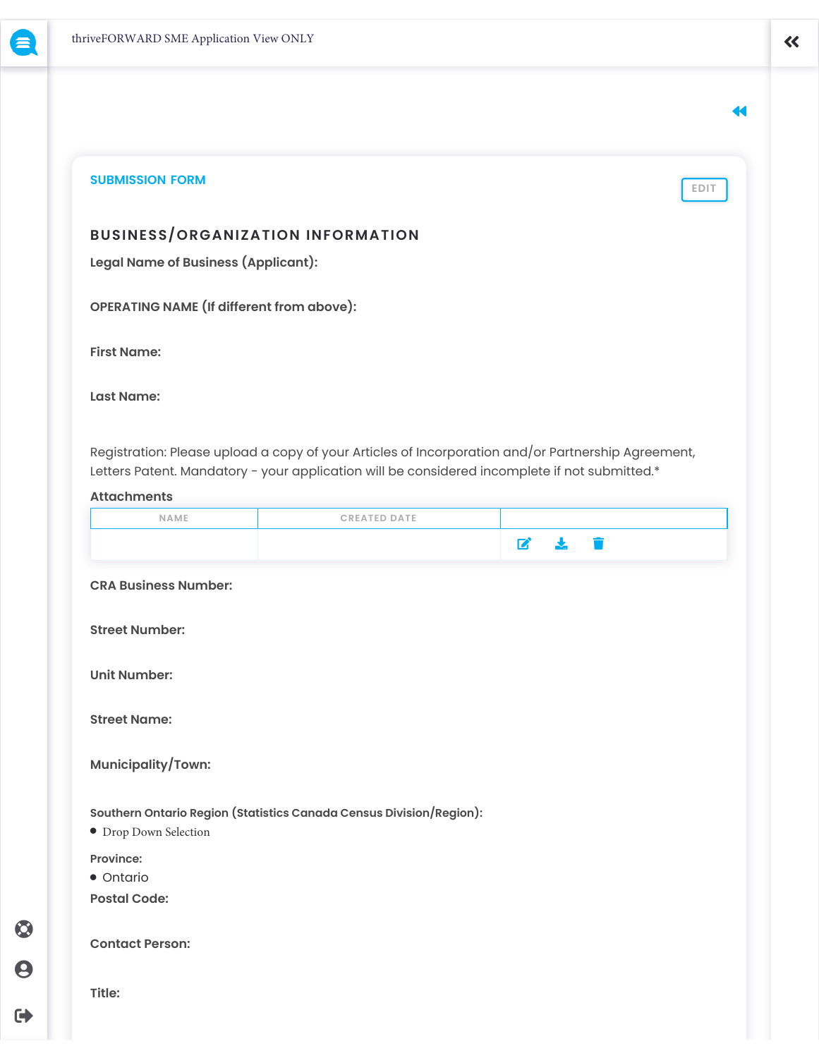thriveFORWARD SME Application View ONLY

**SUBMISSION FORM**

EDIT

## BUSINESS/ORGANIZATION INFORMATION

**Legal Name of Business (Applicant):**

**OPERATING NAME (If different from above):**

**First Name:**

**Last Name:**

Registration: Please upload a copy of your Articles of Incorporation and/or Partnership Agreement, Letters Patent. Mandatory - your application will be considered incomplete if not submitted.*

**Attachments**

| NAME | CREATED DATE | |
|---|---|---|
| | | |

**CRA Business Number:**

**Street Number:**

**Unit Number:**

**Street Name:**

**Municipality/Town:**

**Southern Ontario Region (Statistics Canada Census Division/Region):**

- Drop Down Selection

**Province:**

- Ontario

**Postal Code:**

**Contact Person:**

**Title:**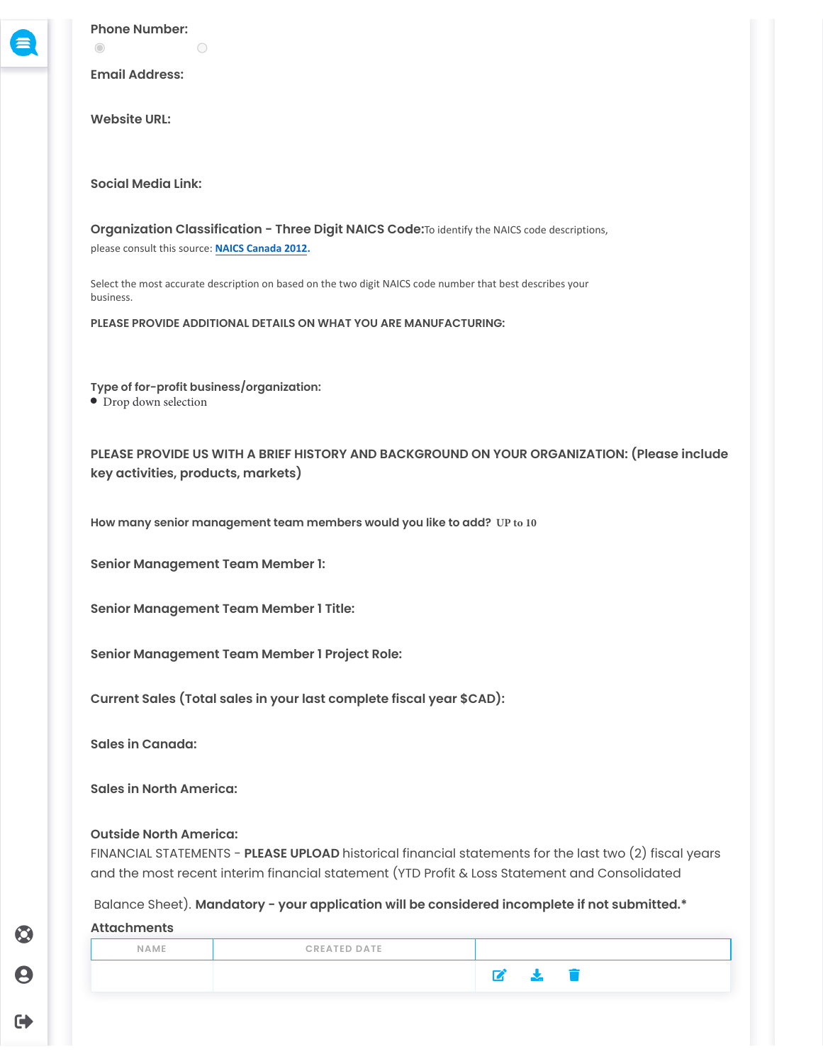**Phone Number:**

**Email Address:**

**Website URL:**

**Social Media Link:**

**Organization Classification - Three Digit NAICS Code:** To identify the NAICS code descriptions, please consult this source: **NAICS Canada 2012.**

Select the most accurate description on based on the two digit NAICS code number that best describes your business.

**PLEASE PROVIDE ADDITIONAL DETAILS ON WHAT YOU ARE MANUFACTURING:**

**Type of for-profit business/organization:**

- Drop down selection

**PLEASE PROVIDE US WITH A BRIEF HISTORY AND BACKGROUND ON YOUR ORGANIZATION: (Please include key activities, products, markets)**

**How many senior management team members would you like to add?** **UP to 10**

**Senior Management Team Member 1:**

**Senior Management Team Member 1 Title:**

**Senior Management Team Member 1 Project Role:**

**Current Sales (Total sales in your last complete fiscal year $CAD):**

**Sales in Canada:**

**Sales in North America:**

**Outside North America:**

FINANCIAL STATEMENTS - **PLEASE UPLOAD** historical financial statements for the last two (2) fiscal years and the most recent interim financial statement (YTD Profit & Loss Statement and Consolidated Balance Sheet). **Mandatory - your application will be considered incomplete if not submitted.***

**Attachments**

| NAME | CREATED DATE | |
|---|---|---|
| | | |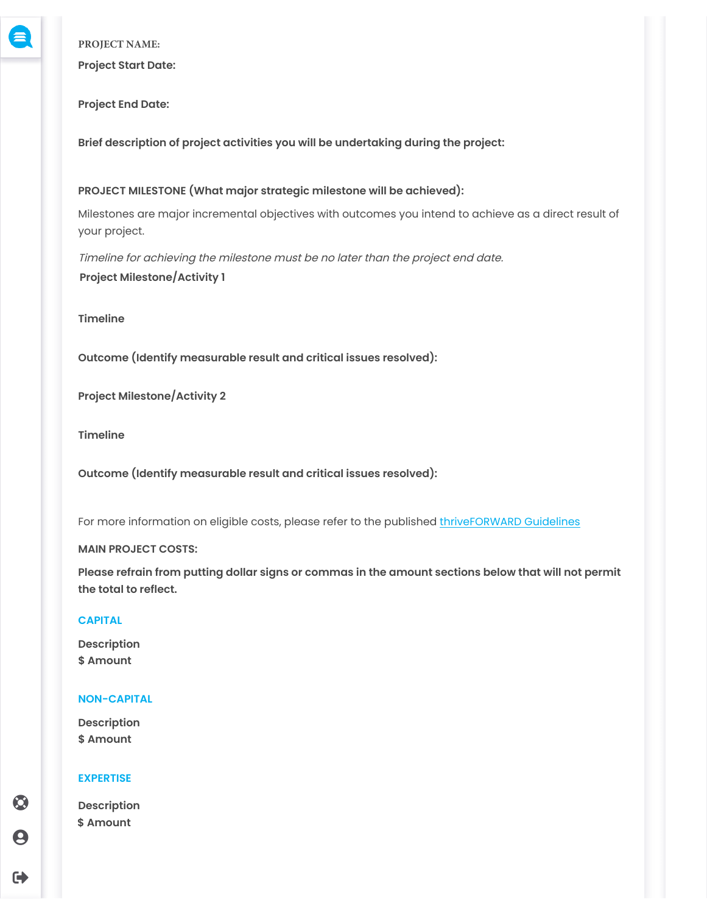PROJECT NAME:

**Project Start Date:**

**Project End Date:**

**Brief description of project activities you will be undertaking during the project:**

**PROJECT MILESTONE (What major strategic milestone will be achieved):**

Milestones are major incremental objectives with outcomes you intend to achieve as a direct result of your project.

*Timeline for achieving the milestone must be no later than the project end date.*

**Project Milestone/Activity 1**

**Timeline**

**Outcome (Identify measurable result and critical issues resolved):**

**Project Milestone/Activity 2**

**Timeline**

**Outcome (Identify measurable result and critical issues resolved):**

For more information on eligible costs, please refer to the published [thriveFORWARD Guidelines]

**MAIN PROJECT COSTS:**

**Please refrain from putting dollar signs or commas in the amount sections below that will not permit the total to reflect.**

**CAPITAL**

**Description**

**$ Amount**

**NON-CAPITAL**

**Description**

**$ Amount**

**EXPERTISE**

**Description**

**$ Amount**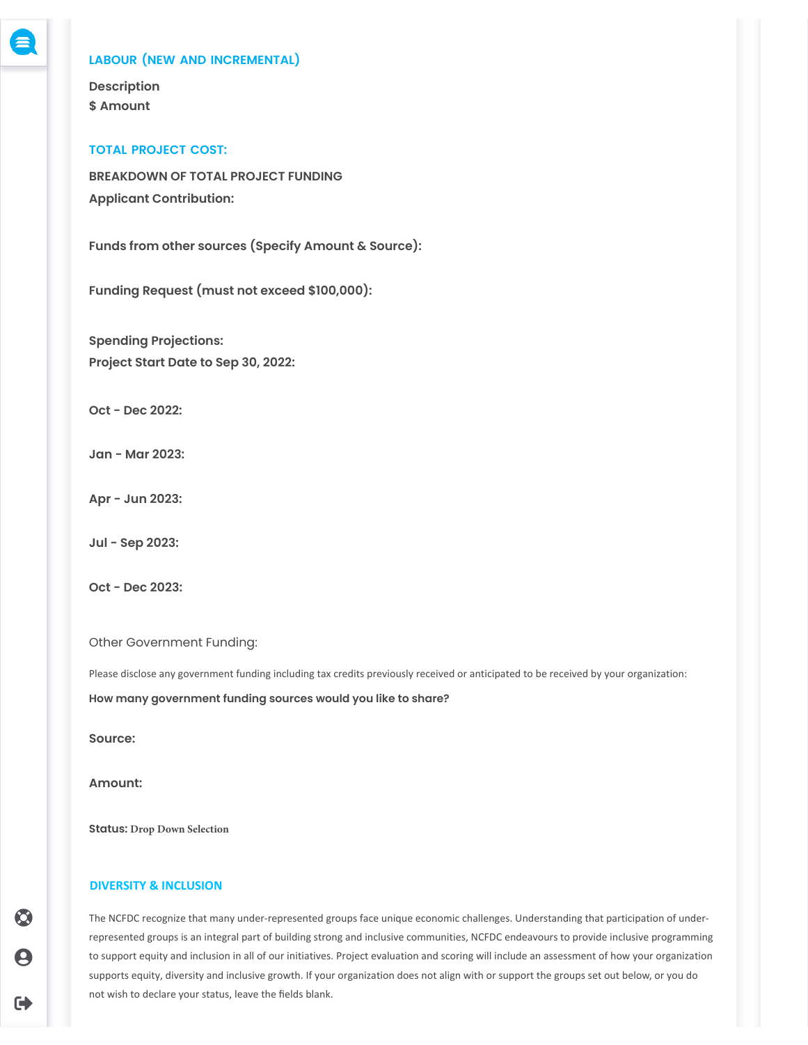## LABOUR (NEW AND INCREMENTAL)

**Description**
**$ Amount**

## TOTAL PROJECT COST:

**BREAKDOWN OF TOTAL PROJECT FUNDING**

**Applicant Contribution:**

**Funds from other sources (Specify Amount & Source):**

**Funding Request (must not exceed $100,000):**

**Spending Projections:**

**Project Start Date to Sep 30, 2022:**

**Oct - Dec 2022:**

**Jan - Mar 2023:**

**Apr - Jun 2023:**

**Jul - Sep 2023:**

**Oct - Dec 2023:**

Other Government Funding:

Please disclose any government funding including tax credits previously received or anticipated to be received by your organization:

**How many government funding sources would you like to share?**

**Source:**

**Amount:**

**Status:** Drop Down Selection

## DIVERSITY & INCLUSION

The NCFDC recognize that many under-represented groups face unique economic challenges. Understanding that participation of under-represented groups is an integral part of building strong and inclusive communities, NCFDC endeavours to provide inclusive programming to support equity and inclusion in all of our initiatives. Project evaluation and scoring will include an assessment of how your organization supports equity, diversity and inclusive growth. If your organization does not align with or support the groups set out below, or you do not wish to declare your status, leave the fields blank.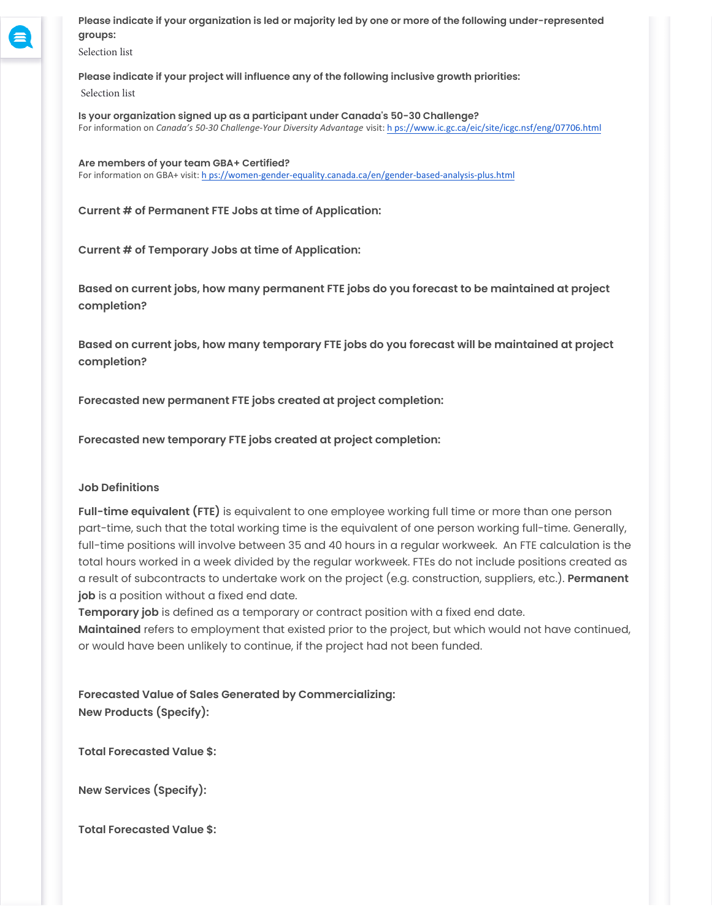**Please indicate if your organization is led or majority led by one or more of the following under-represented groups:**

Selection list

**Please indicate if your project will influence any of the following inclusive growth priorities:**

Selection list

**Is your organization signed up as a participant under Canada's 50-30 Challenge?**

For information on *Canada's 50-30 Challenge-Your Diversity Advantage* visit: h ps://www.ic.gc.ca/eic/site/icgc.nsf/eng/07706.html

**Are members of your team GBA+ Certified?**

For information on GBA+ visit: h ps://women-gender-equality.canada.ca/en/gender-based-analysis-plus.html

**Current # of Permanent FTE Jobs at time of Application:**

**Current # of Temporary Jobs at time of Application:**

**Based on current jobs, how many permanent FTE jobs do you forecast to be maintained at project completion?**

**Based on current jobs, how many temporary FTE jobs do you forecast will be maintained at project completion?**

**Forecasted new permanent FTE jobs created at project completion:**

**Forecasted new temporary FTE jobs created at project completion:**

**Job Definitions**

**Full-time equivalent (FTE)** is equivalent to one employee working full time or more than one person part-time, such that the total working time is the equivalent of one person working full-time. Generally, full-time positions will involve between 35 and 40 hours in a regular workweek. An FTE calculation is the total hours worked in a week divided by the regular workweek. FTEs do not include positions created as a result of subcontracts to undertake work on the project (e.g. construction, suppliers, etc.). **Permanent job** is a position without a fixed end date.

**Temporary job** is defined as a temporary or contract position with a fixed end date.

**Maintained** refers to employment that existed prior to the project, but which would not have continued, or would have been unlikely to continue, if the project had not been funded.

**Forecasted Value of Sales Generated by Commercializing:**

**New Products (Specify):**

**Total Forecasted Value $:**

**New Services (Specify):**

**Total Forecasted Value $:**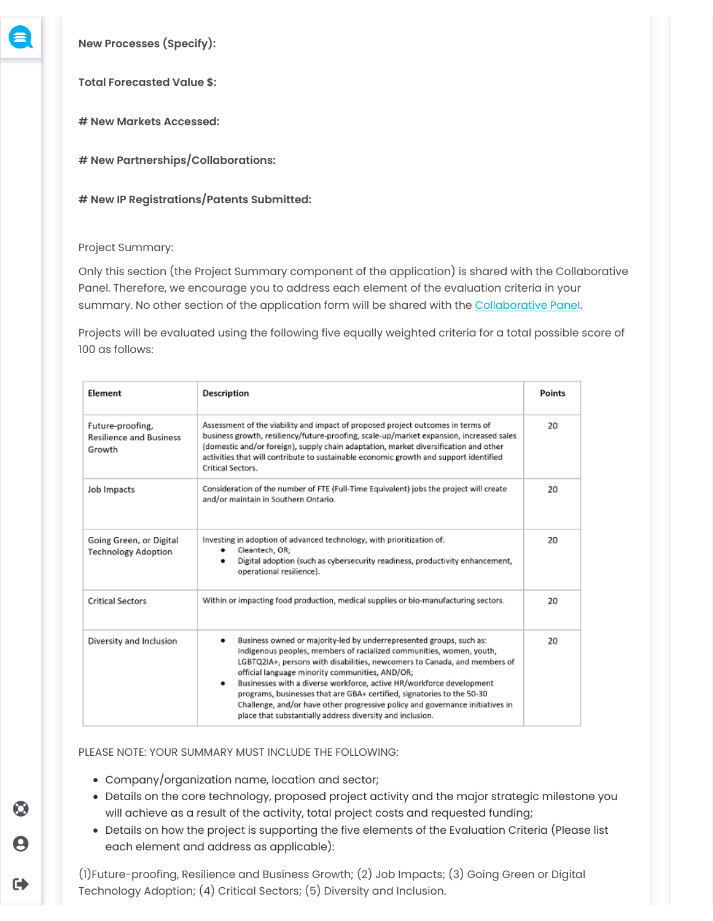**New Processes (Specify):**

**Total Forecasted Value $:**

**# New Markets Accessed:**

**# New Partnerships/Collaborations:**

**# New IP Registrations/Patents Submitted:**

Project Summary:

Only this section (the Project Summary component of the application) is shared with the Collaborative Panel. Therefore, we encourage you to address each element of the evaluation criteria in your summary. No other section of the application form will be shared with the [Collaborative Panel](#).

Projects will be evaluated using the following five equally weighted criteria for a total possible score of 100 as follows:

| Element | Description | Points |
|---|---|---|
| Future-proofing, Resilience and Business Growth | Assessment of the viability and impact of proposed project outcomes in terms of business growth, resiliency/future-proofing, scale-up/market expansion, increased sales (domestic and/or foreign), supply chain adaptation, market diversification and other activities that will contribute to sustainable economic growth and support identified Critical Sectors. | 20 |
| Job Impacts | Consideration of the number of FTE (Full-Time Equivalent) jobs the project will create and/or maintain in Southern Ontario. | 20 |
| Going Green, or Digital Technology Adoption | Investing in adoption of advanced technology, with prioritization of: • Cleantech, OR; • Digital adoption (such as cybersecurity readiness, productivity enhancement, operational resilience). | 20 |
| Critical Sectors | Within or impacting food production, medical supplies or bio-manufacturing sectors. | 20 |
| Diversity and Inclusion | • Business owned or majority-led by underrepresented groups, such as: Indigenous peoples, members of racialized communities, women, youth, LGBTQ2IA+, persons with disabilities, newcomers to Canada, and members of official language minority communities, AND/OR; • Businesses with a diverse workforce, active HR/workforce development programs, businesses that are GBA+ certified, signatories to the 50-30 Challenge, and/or have other progressive policy and governance initiatives in place that substantially address diversity and inclusion. | 20 |

PLEASE NOTE: YOUR SUMMARY MUST INCLUDE THE FOLLOWING:

- Company/organization name, location and sector;
- Details on the core technology, proposed project activity and the major strategic milestone you will achieve as a result of the activity, total project costs and requested funding;
- Details on how the project is supporting the five elements of the Evaluation Criteria (Please list each element and address as applicable):

(1)Future-proofing, Resilience and Business Growth; (2) Job Impacts; (3) Going Green or Digital Technology Adoption; (4) Critical Sectors; (5) Diversity and Inclusion.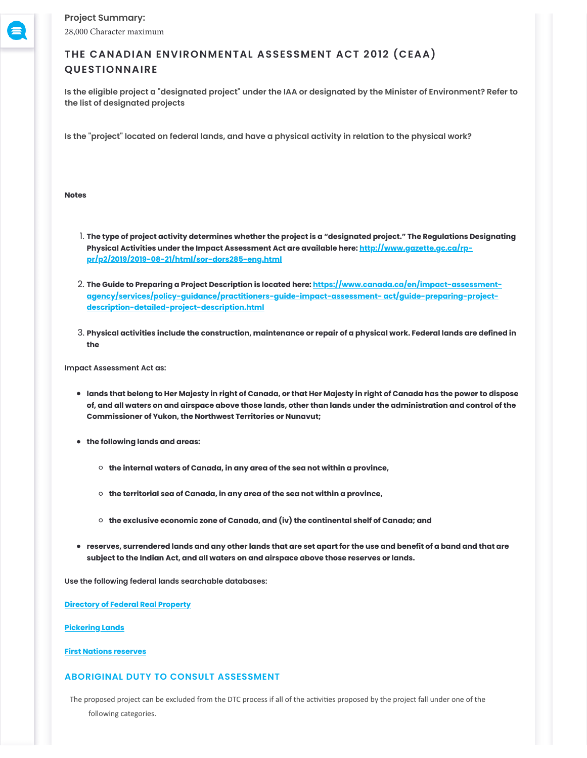**Project Summary:**

28,000 Character maximum

## THE CANADIAN ENVIRONMENTAL ASSESSMENT ACT 2012 (CEAA) QUESTIONNAIRE

**Is the eligible project a "designated project" under the IAA or designated by the Minister of Environment? Refer to the list of designated projects**

**Is the "project" located on federal lands, and have a physical activity in relation to the physical work?**

**Notes**

1. **The type of project activity determines whether the project is a "designated project." The Regulations Designating Physical Activities under the Impact Assessment Act are available here: [http://www.gazette.gc.ca/rp-pr/p2/2019/2019-08-21/html/sor-dors285-eng.html](http://www.gazette.gc.ca/rp-pr/p2/2019/2019-08-21/html/sor-dors285-eng.html)**

2. **The Guide to Preparing a Project Description is located here: [https://www.canada.ca/en/impact-assessment-agency/services/policy-guidance/practitioners-guide-impact-assessment- act/guide-preparing-project-description-detailed-project-description.html](https://www.canada.ca/en/impact-assessment-agency/services/policy-guidance/practitioners-guide-impact-assessment-act/guide-preparing-project-description-detailed-project-description.html)**

3. **Physical activities include the construction, maintenance or repair of a physical work. Federal lands are defined in the**

**Impact Assessment Act as:**

- **lands that belong to Her Majesty in right of Canada, or that Her Majesty in right of Canada has the power to dispose of, and all waters on and airspace above those lands, other than lands under the administration and control of the Commissioner of Yukon, the Northwest Territories or Nunavut;**
- **the following lands and areas:**
  - **the internal waters of Canada, in any area of the sea not within a province,**
  - **the territorial sea of Canada, in any area of the sea not within a province,**
  - **the exclusive economic zone of Canada, and (iv) the continental shelf of Canada; and**
- **reserves, surrendered lands and any other lands that are set apart for the use and benefit of a band and that are subject to the Indian Act, and all waters on and airspace above those reserves or lands.**

**Use the following federal lands searchable databases:**

**[Directory of Federal Real Property]**

**[Pickering Lands]**

**[First Nations reserves]**

## ABORIGINAL DUTY TO CONSULT ASSESSMENT

The proposed project can be excluded from the DTC process if all of the activities proposed by the project fall under one of the following categories.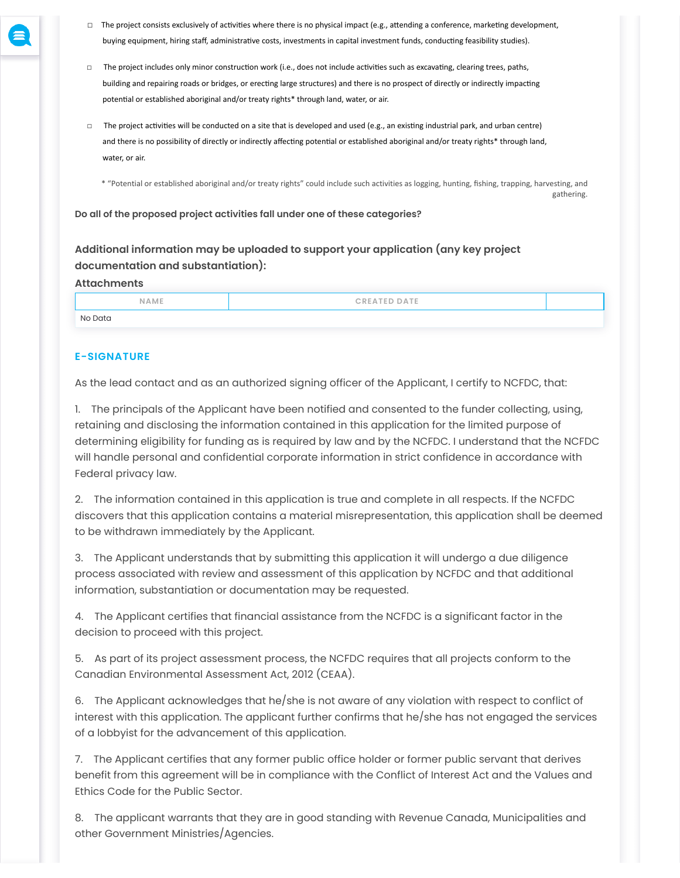- ☐ The project consists exclusively of activities where there is no physical impact (e.g., attending a conference, marketing development, buying equipment, hiring staff, administrative costs, investments in capital investment funds, conducting feasibility studies).
- ☐ The project includes only minor construction work (i.e., does not include activities such as excavating, clearing trees, paths, building and repairing roads or bridges, or erecting large structures) and there is no prospect of directly or indirectly impacting potential or established aboriginal and/or treaty rights* through land, water, or air.
- ☐ The project activities will be conducted on a site that is developed and used (e.g., an existing industrial park, and urban centre) and there is no possibility of directly or indirectly affecting potential or established aboriginal and/or treaty rights* through land, water, or air.

* "Potential or established aboriginal and/or treaty rights" could include such activities as logging, hunting, fishing, trapping, harvesting, and gathering.

**Do all of the proposed project activities fall under one of these categories?**

**Additional information may be uploaded to support your application (any key project documentation and substantiation):**

**Attachments**

| NAME | CREATED DATE | |
|---|---|---|
| No Data | | |

## E-SIGNATURE

As the lead contact and as an authorized signing officer of the Applicant, I certify to NCFDC, that:

1. The principals of the Applicant have been notified and consented to the funder collecting, using, retaining and disclosing the information contained in this application for the limited purpose of determining eligibility for funding as is required by law and by the NCFDC. I understand that the NCFDC will handle personal and confidential corporate information in strict confidence in accordance with Federal privacy law.

2. The information contained in this application is true and complete in all respects. If the NCFDC discovers that this application contains a material misrepresentation, this application shall be deemed to be withdrawn immediately by the Applicant.

3. The Applicant understands that by submitting this application it will undergo a due diligence process associated with review and assessment of this application by NCFDC and that additional information, substantiation or documentation may be requested.

4. The Applicant certifies that financial assistance from the NCFDC is a significant factor in the decision to proceed with this project.

5. As part of its project assessment process, the NCFDC requires that all projects conform to the Canadian Environmental Assessment Act, 2012 (CEAA).

6. The Applicant acknowledges that he/she is not aware of any violation with respect to conflict of interest with this application. The applicant further confirms that he/she has not engaged the services of a lobbyist for the advancement of this application.

7. The Applicant certifies that any former public office holder or former public servant that derives benefit from this agreement will be in compliance with the Conflict of Interest Act and the Values and Ethics Code for the Public Sector.

8. The applicant warrants that they are in good standing with Revenue Canada, Municipalities and other Government Ministries/Agencies.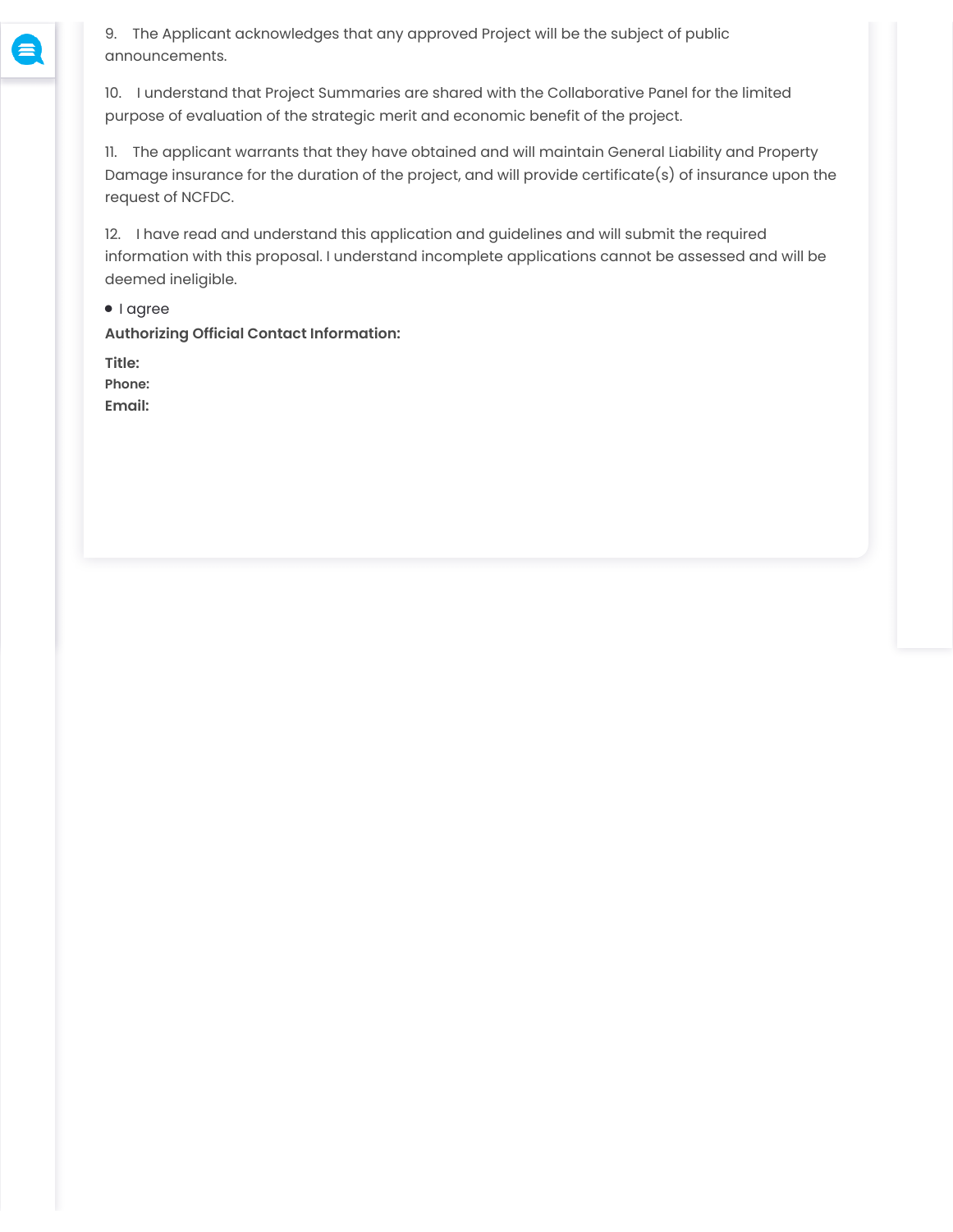9. The Applicant acknowledges that any approved Project will be the subject of public announcements.

10. I understand that Project Summaries are shared with the Collaborative Panel for the limited purpose of evaluation of the strategic merit and economic benefit of the project.

11. The applicant warrants that they have obtained and will maintain General Liability and Property Damage insurance for the duration of the project, and will provide certificate(s) of insurance upon the request of NCFDC.

12. I have read and understand this application and guidelines and will submit the required information with this proposal. I understand incomplete applications cannot be assessed and will be deemed ineligible.

- I agree

**Authorizing Official Contact Information:**

**Title:**

**Phone:**

**Email:**